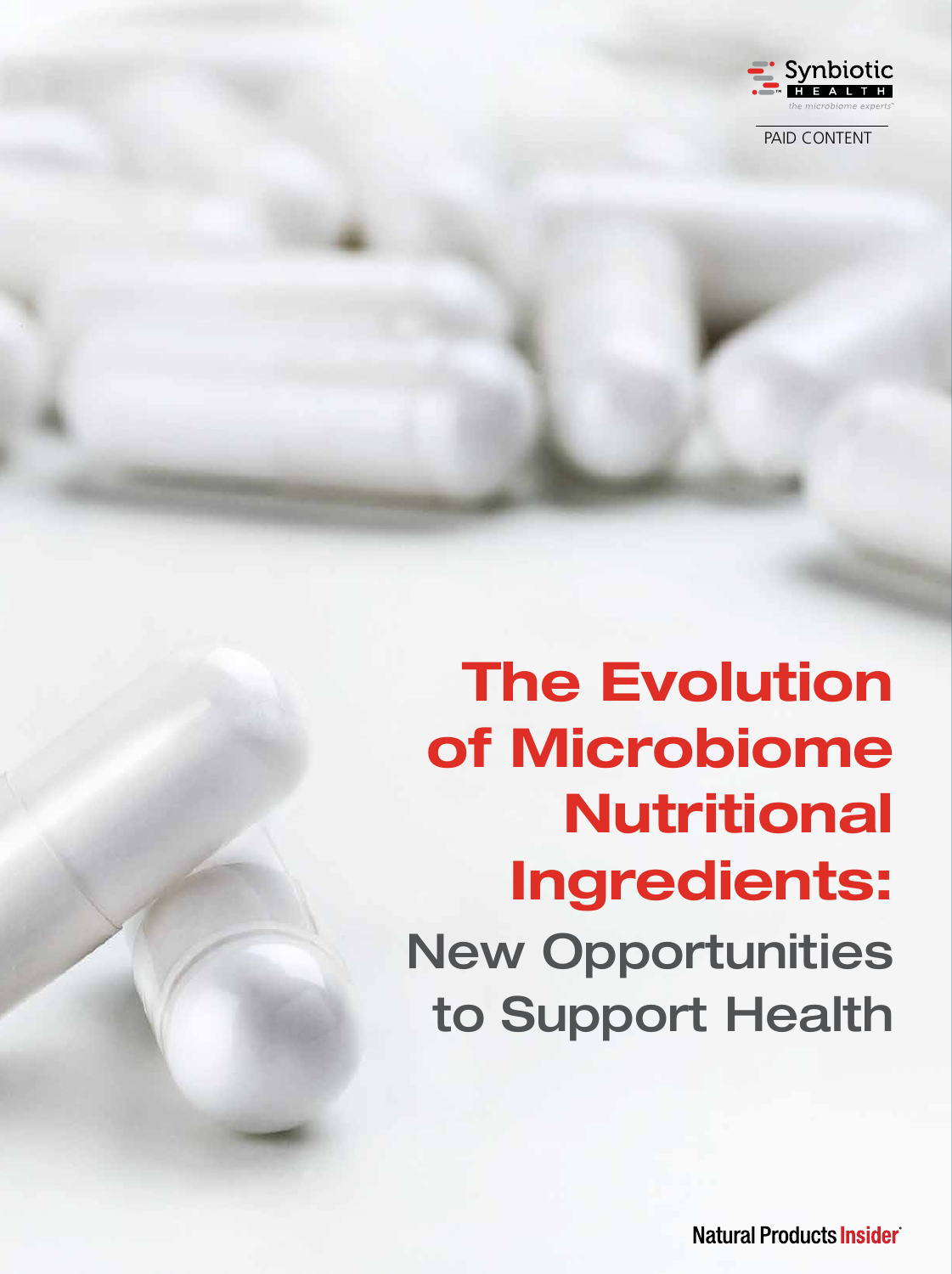Synbiotic HEALTH

*the microbiome experts*

PAID CONTENT

# The Evolution of Microbiome Nutritional Ingredients:

## New Opportunities to Support Health

Natural Products Insider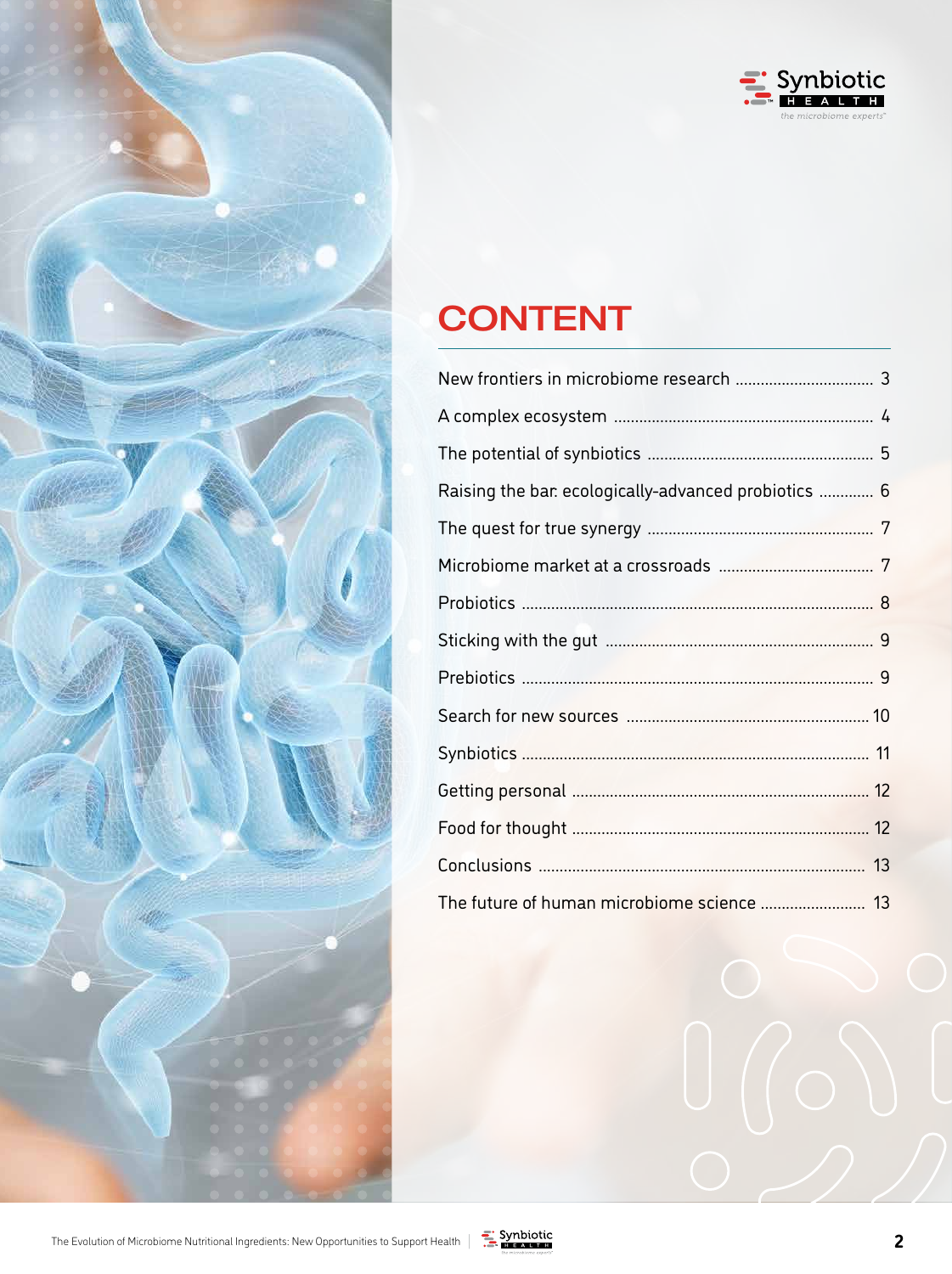# CONTENT

| | |
|---|---|
| New frontiers in microbiome research | 3 |
| A complex ecosystem | 4 |
| The potential of synbiotics | 5 |
| Raising the bar: ecologically-advanced probiotics | 6 |
| The quest for true synergy | 7 |
| Microbiome market at a crossroads | 7 |
| Probiotics | 8 |
| Sticking with the gut | 9 |
| Prebiotics | 9 |
| Search for new sources | 10 |
| Synbiotics | 11 |
| Getting personal | 12 |
| Food for thought | 12 |
| Conclusions | 13 |
| The future of human microbiome science | 13 |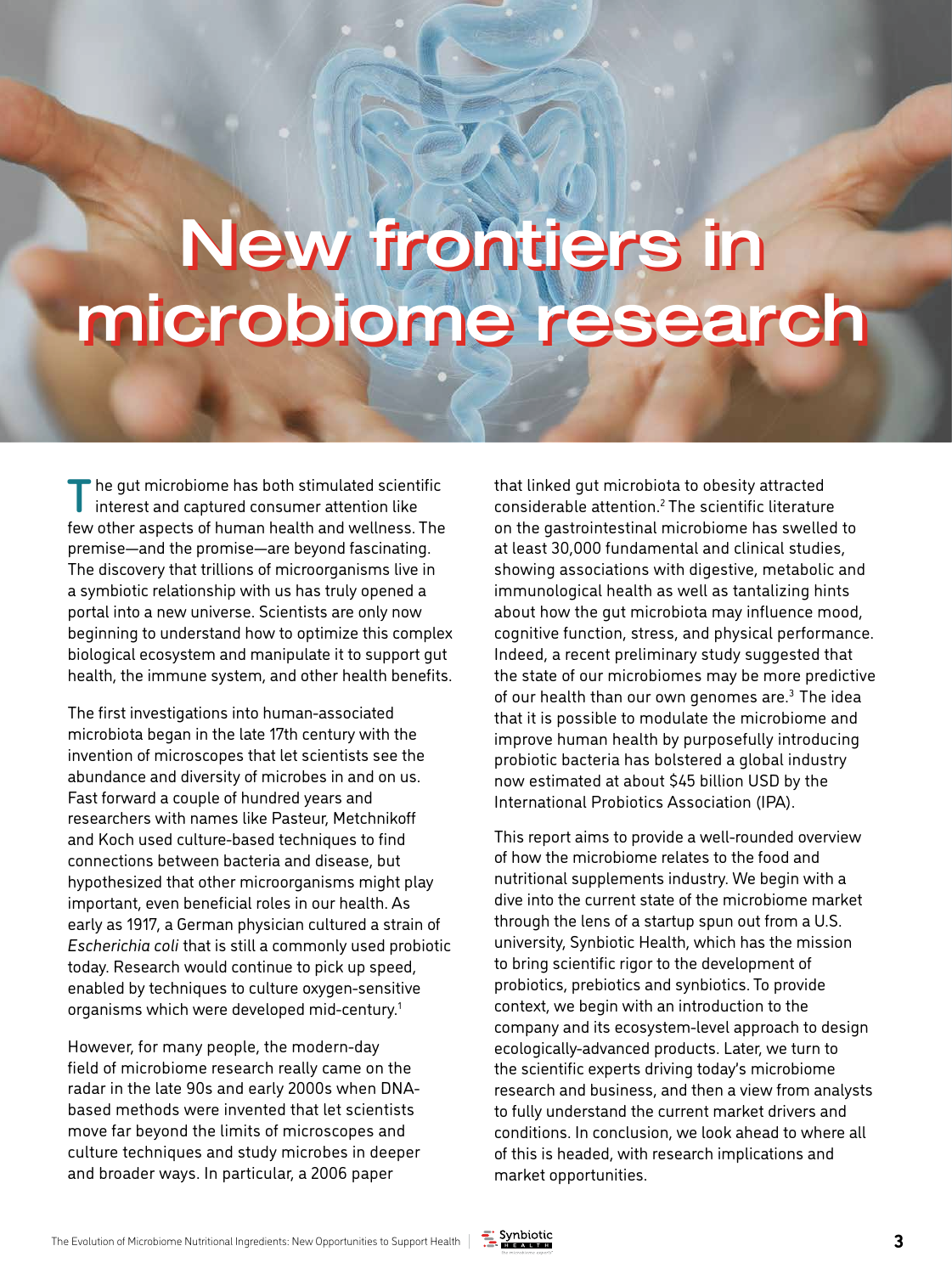# New frontiers in microbiome research

The gut microbiome has both stimulated scientific interest and captured consumer attention like few other aspects of human health and wellness. The premise—and the promise—are beyond fascinating. The discovery that trillions of microorganisms live in a symbiotic relationship with us has truly opened a portal into a new universe. Scientists are only now beginning to understand how to optimize this complex biological ecosystem and manipulate it to support gut health, the immune system, and other health benefits.

The first investigations into human-associated microbiota began in the late 17th century with the invention of microscopes that let scientists see the abundance and diversity of microbes in and on us. Fast forward a couple of hundred years and researchers with names like Pasteur, Metchnikoff and Koch used culture-based techniques to find connections between bacteria and disease, but hypothesized that other microorganisms might play important, even beneficial roles in our health. As early as 1917, a German physician cultured a strain of *Escherichia coli* that is still a commonly used probiotic today. Research would continue to pick up speed, enabled by techniques to culture oxygen-sensitive organisms which were developed mid-century.[1]

However, for many people, the modern-day field of microbiome research really came on the radar in the late 90s and early 2000s when DNA-based methods were invented that let scientists move far beyond the limits of microscopes and culture techniques and study microbes in deeper and broader ways. In particular, a 2006 paper that linked gut microbiota to obesity attracted considerable attention.[2] The scientific literature on the gastrointestinal microbiome has swelled to at least 30,000 fundamental and clinical studies, showing associations with digestive, metabolic and immunological health as well as tantalizing hints about how the gut microbiota may influence mood, cognitive function, stress, and physical performance. Indeed, a recent preliminary study suggested that the state of our microbiomes may be more predictive of our health than our own genomes are.[3] The idea that it is possible to modulate the microbiome and improve human health by purposefully introducing probiotic bacteria has bolstered a global industry now estimated at about $45 billion USD by the International Probiotics Association (IPA).

This report aims to provide a well-rounded overview of how the microbiome relates to the food and nutritional supplements industry. We begin with a dive into the current state of the microbiome market through the lens of a startup spun out from a U.S. university, Synbiotic Health, which has the mission to bring scientific rigor to the development of probiotics, prebiotics and synbiotics. To provide context, we begin with an introduction to the company and its ecosystem-level approach to design ecologically-advanced products. Later, we turn to the scientific experts driving today's microbiome research and business, and then a view from analysts to fully understand the current market drivers and conditions. In conclusion, we look ahead to where all of this is headed, with research implications and market opportunities.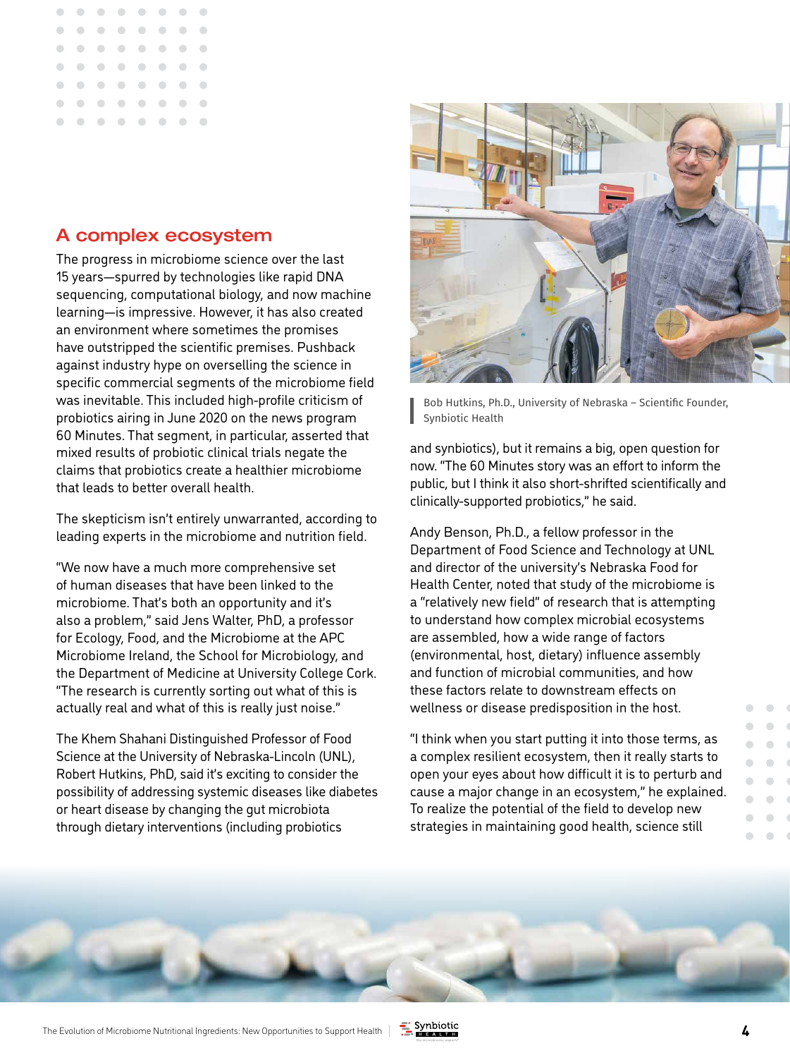## A complex ecosystem

The progress in microbiome science over the last 15 years—spurred by technologies like rapid DNA sequencing, computational biology, and now machine learning—is impressive. However, it has also created an environment where sometimes the promises have outstripped the scientific premises. Pushback against industry hype on overselling the science in specific commercial segments of the microbiome field was inevitable. This included high-profile criticism of probiotics airing in June 2020 on the news program 60 Minutes. That segment, in particular, asserted that mixed results of probiotic clinical trials negate the claims that probiotics create a healthier microbiome that leads to better overall health.

The skepticism isn't entirely unwarranted, according to leading experts in the microbiome and nutrition field.

"We now have a much more comprehensive set of human diseases that have been linked to the microbiome. That's both an opportunity and it's also a problem," said Jens Walter, PhD, a professor for Ecology, Food, and the Microbiome at the APC Microbiome Ireland, the School for Microbiology, and the Department of Medicine at University College Cork. "The research is currently sorting out what of this is actually real and what of this is really just noise."

The Khem Shahani Distinguished Professor of Food Science at the University of Nebraska-Lincoln (UNL), Robert Hutkins, PhD, said it's exciting to consider the possibility of addressing systemic diseases like diabetes or heart disease by changing the gut microbiota through dietary interventions (including probiotics and synbiotics), but it remains a big, open question for now. "The 60 Minutes story was an effort to inform the public, but I think it also short-shrifted scientifically and clinically-supported probiotics," he said.

Bob Hutkins, Ph.D., University of Nebraska – Scientific Founder, Synbiotic Health

Andy Benson, Ph.D., a fellow professor in the Department of Food Science and Technology at UNL and director of the university's Nebraska Food for Health Center, noted that study of the microbiome is a "relatively new field" of research that is attempting to understand how complex microbial ecosystems are assembled, how a wide range of factors (environmental, host, dietary) influence assembly and function of microbial communities, and how these factors relate to downstream effects on wellness or disease predisposition in the host.

"I think when you start putting it into those terms, as a complex resilient ecosystem, then it really starts to open your eyes about how difficult it is to perturb and cause a major change in an ecosystem," he explained. To realize the potential of the field to develop new strategies in maintaining good health, science still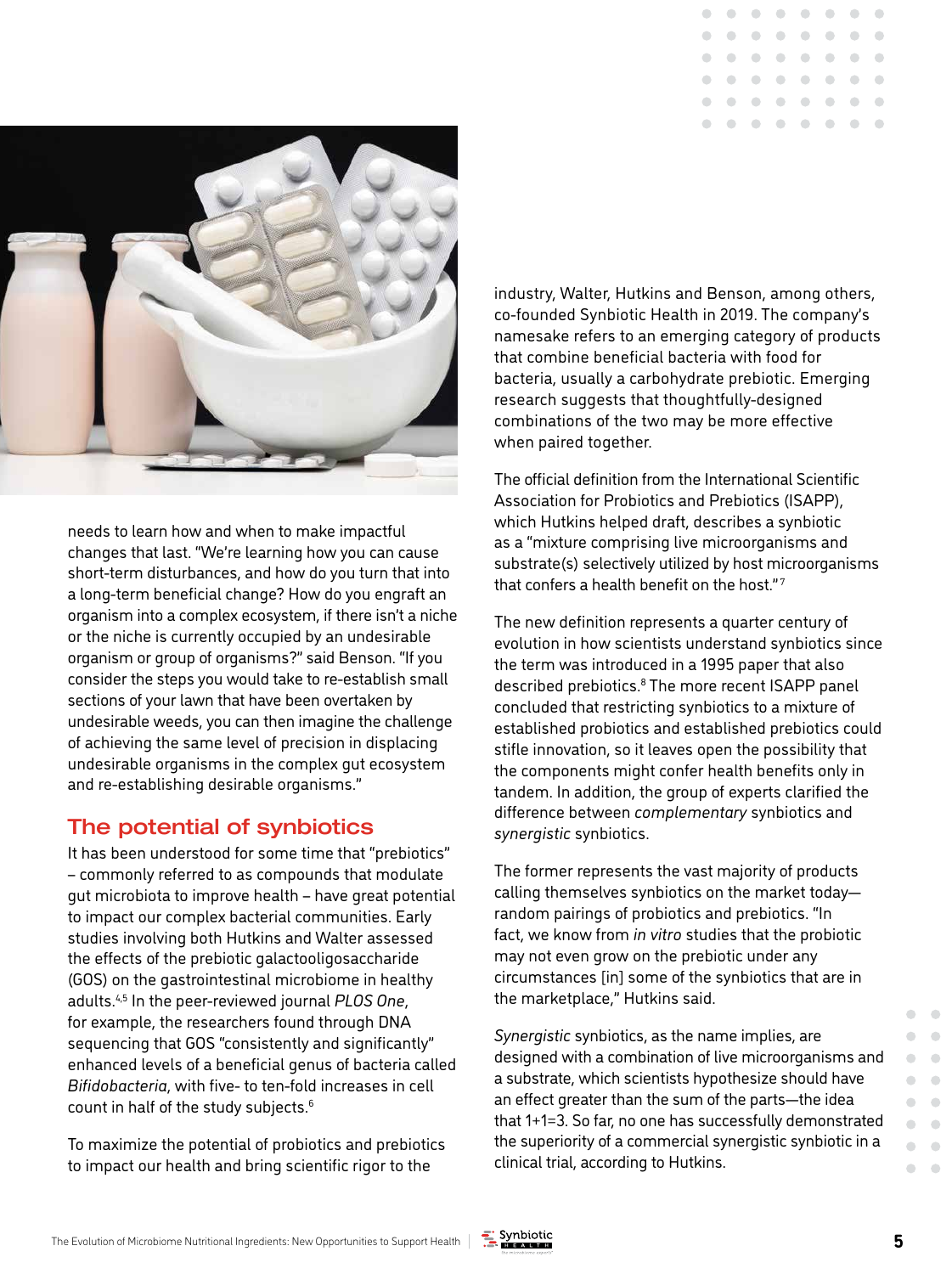needs to learn how and when to make impactful changes that last. "We're learning how you can cause short-term disturbances, and how do you turn that into a long-term beneficial change? How do you engraft an organism into a complex ecosystem, if there isn't a niche or the niche is currently occupied by an undesirable organism or group of organisms?" said Benson. "If you consider the steps you would take to re-establish small sections of your lawn that have been overtaken by undesirable weeds, you can then imagine the challenge of achieving the same level of precision in displacing undesirable organisms in the complex gut ecosystem and re-establishing desirable organisms."

## The potential of synbiotics

It has been understood for some time that "prebiotics" – commonly referred to as compounds that modulate gut microbiota to improve health – have great potential to impact our complex bacterial communities. Early studies involving both Hutkins and Walter assessed the effects of the prebiotic galactooligosaccharide (GOS) on the gastrointestinal microbiome in healthy adults.[4,5] In the peer-reviewed journal *PLOS One*, for example, the researchers found through DNA sequencing that GOS "consistently and significantly" enhanced levels of a beneficial genus of bacteria called *Bifidobacteria*, with five- to ten-fold increases in cell count in half of the study subjects.[6]

To maximize the potential of probiotics and prebiotics to impact our health and bring scientific rigor to the industry, Walter, Hutkins and Benson, among others, co-founded Synbiotic Health in 2019. The company's namesake refers to an emerging category of products that combine beneficial bacteria with food for bacteria, usually a carbohydrate prebiotic. Emerging research suggests that thoughtfully-designed combinations of the two may be more effective when paired together.

The official definition from the International Scientific Association for Probiotics and Prebiotics (ISAPP), which Hutkins helped draft, describes a synbiotic as a "mixture comprising live microorganisms and substrate(s) selectively utilized by host microorganisms that confers a health benefit on the host."[7]

The new definition represents a quarter century of evolution in how scientists understand synbiotics since the term was introduced in a 1995 paper that also described prebiotics.[8] The more recent ISAPP panel concluded that restricting synbiotics to a mixture of established probiotics and established prebiotics could stifle innovation, so it leaves open the possibility that the components might confer health benefits only in tandem. In addition, the group of experts clarified the difference between *complementary* synbiotics and *synergistic* synbiotics.

The former represents the vast majority of products calling themselves synbiotics on the market today—random pairings of probiotics and prebiotics. "In fact, we know from *in vitro* studies that the probiotic may not even grow on the prebiotic under any circumstances [in] some of the synbiotics that are in the marketplace," Hutkins said.

*Synergistic* synbiotics, as the name implies, are designed with a combination of live microorganisms and a substrate, which scientists hypothesize should have an effect greater than the sum of the parts—the idea that 1+1=3. So far, no one has successfully demonstrated the superiority of a commercial synergistic synbiotic in a clinical trial, according to Hutkins.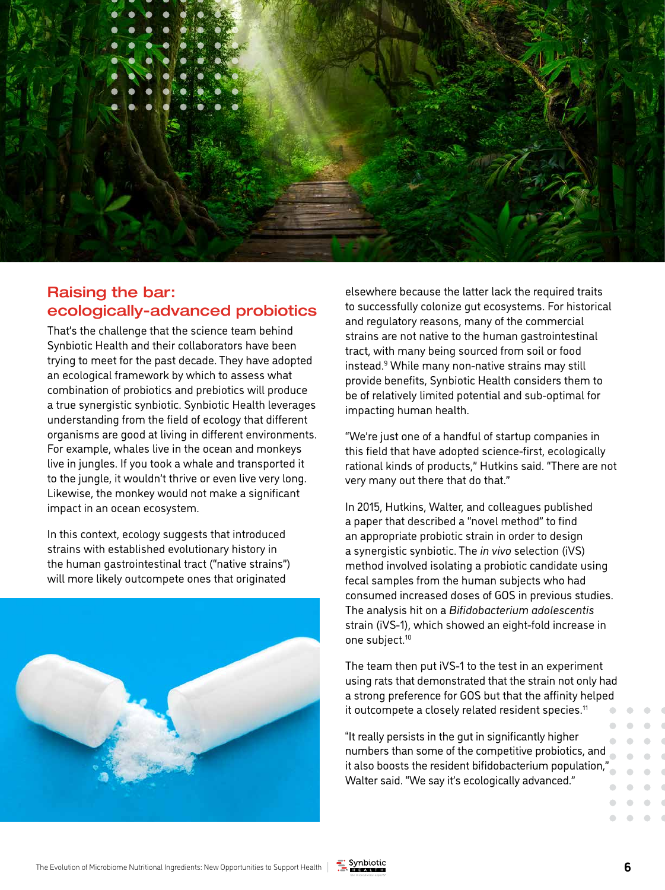## Raising the bar: ecologically-advanced probiotics

That's the challenge that the science team behind Synbiotic Health and their collaborators have been trying to meet for the past decade. They have adopted an ecological framework by which to assess what combination of probiotics and prebiotics will produce a true synergistic synbiotic. Synbiotic Health leverages understanding from the field of ecology that different organisms are good at living in different environments. For example, whales live in the ocean and monkeys live in jungles. If you took a whale and transported it to the jungle, it wouldn't thrive or even live very long. Likewise, the monkey would not make a significant impact in an ocean ecosystem.

In this context, ecology suggests that introduced strains with established evolutionary history in the human gastrointestinal tract ("native strains") will more likely outcompete ones that originated elsewhere because the latter lack the required traits to successfully colonize gut ecosystems. For historical and regulatory reasons, many of the commercial strains are not native to the human gastrointestinal tract, with many being sourced from soil or food instead.[9] While many non-native strains may still provide benefits, Synbiotic Health considers them to be of relatively limited potential and sub-optimal for impacting human health.

"We're just one of a handful of startup companies in this field that have adopted science-first, ecologically rational kinds of products," Hutkins said. "There are not very many out there that do that."

In 2015, Hutkins, Walter, and colleagues published a paper that described a "novel method" to find an appropriate probiotic strain in order to design a synergistic synbiotic. The *in vivo* selection (iVS) method involved isolating a probiotic candidate using fecal samples from the human subjects who had consumed increased doses of GOS in previous studies. The analysis hit on a *Bifidobacterium adolescentis* strain (iVS-1), which showed an eight-fold increase in one subject.[10]

The team then put iVS-1 to the test in an experiment using rats that demonstrated that the strain not only had a strong preference for GOS but that the affinity helped it outcompete a closely related resident species.[11]

"It really persists in the gut in significantly higher numbers than some of the competitive probiotics, and it also boosts the resident bifidobacterium population," Walter said. "We say it's ecologically advanced."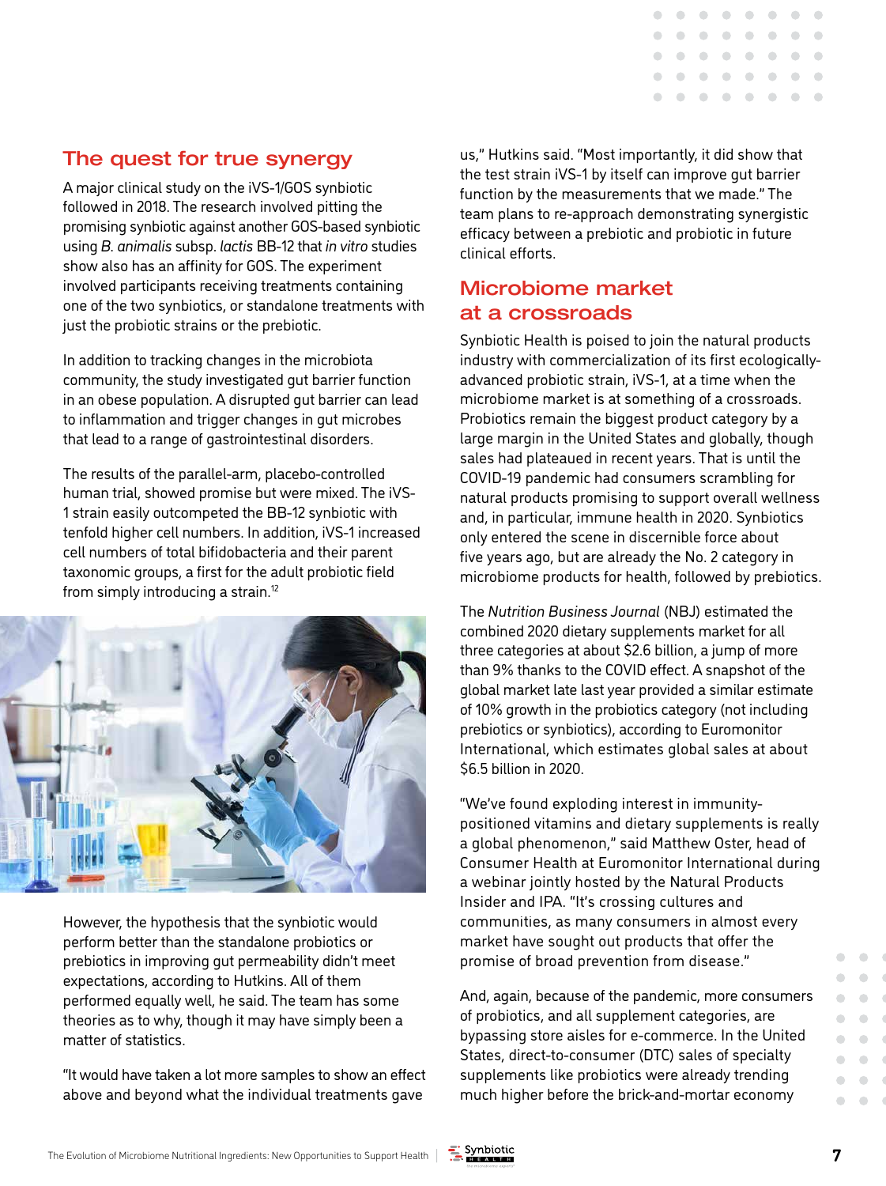## The quest for true synergy

A major clinical study on the iVS-1/GOS synbiotic followed in 2018. The research involved pitting the promising synbiotic against another GOS-based synbiotic using *B. animalis* subsp. *lactis* BB-12 that *in vitro* studies show also has an affinity for GOS. The experiment involved participants receiving treatments containing one of the two synbiotics, or standalone treatments with just the probiotic strains or the prebiotic.

In addition to tracking changes in the microbiota community, the study investigated gut barrier function in an obese population. A disrupted gut barrier can lead to inflammation and trigger changes in gut microbes that lead to a range of gastrointestinal disorders.

The results of the parallel-arm, placebo-controlled human trial, showed promise but were mixed. The iVS-1 strain easily outcompeted the BB-12 synbiotic with tenfold higher cell numbers. In addition, iVS-1 increased cell numbers of total bifidobacteria and their parent taxonomic groups, a first for the adult probiotic field from simply introducing a strain.[12]

However, the hypothesis that the synbiotic would perform better than the standalone probiotics or prebiotics in improving gut permeability didn't meet expectations, according to Hutkins. All of them performed equally well, he said. The team has some theories as to why, though it may have simply been a matter of statistics.

"It would have taken a lot more samples to show an effect above and beyond what the individual treatments gave us," Hutkins said. "Most importantly, it did show that the test strain iVS-1 by itself can improve gut barrier function by the measurements that we made." The team plans to re-approach demonstrating synergistic efficacy between a prebiotic and probiotic in future clinical efforts.

## Microbiome market at a crossroads

Synbiotic Health is poised to join the natural products industry with commercialization of its first ecologically-advanced probiotic strain, iVS-1, at a time when the microbiome market is at something of a crossroads. Probiotics remain the biggest product category by a large margin in the United States and globally, though sales had plateaued in recent years. That is until the COVID-19 pandemic had consumers scrambling for natural products promising to support overall wellness and, in particular, immune health in 2020. Synbiotics only entered the scene in discernible force about five years ago, but are already the No. 2 category in microbiome products for health, followed by prebiotics.

The *Nutrition Business Journal* (NBJ) estimated the combined 2020 dietary supplements market for all three categories at about $2.6 billion, a jump of more than 9% thanks to the COVID effect. A snapshot of the global market late last year provided a similar estimate of 10% growth in the probiotics category (not including prebiotics or synbiotics), according to Euromonitor International, which estimates global sales at about $6.5 billion in 2020.

"We've found exploding interest in immunity-positioned vitamins and dietary supplements is really a global phenomenon," said Matthew Oster, head of Consumer Health at Euromonitor International during a webinar jointly hosted by the Natural Products Insider and IPA. "It's crossing cultures and communities, as many consumers in almost every market have sought out products that offer the promise of broad prevention from disease."

And, again, because of the pandemic, more consumers of probiotics, and all supplement categories, are bypassing store aisles for e-commerce. In the United States, direct-to-consumer (DTC) sales of specialty supplements like probiotics were already trending much higher before the brick-and-mortar economy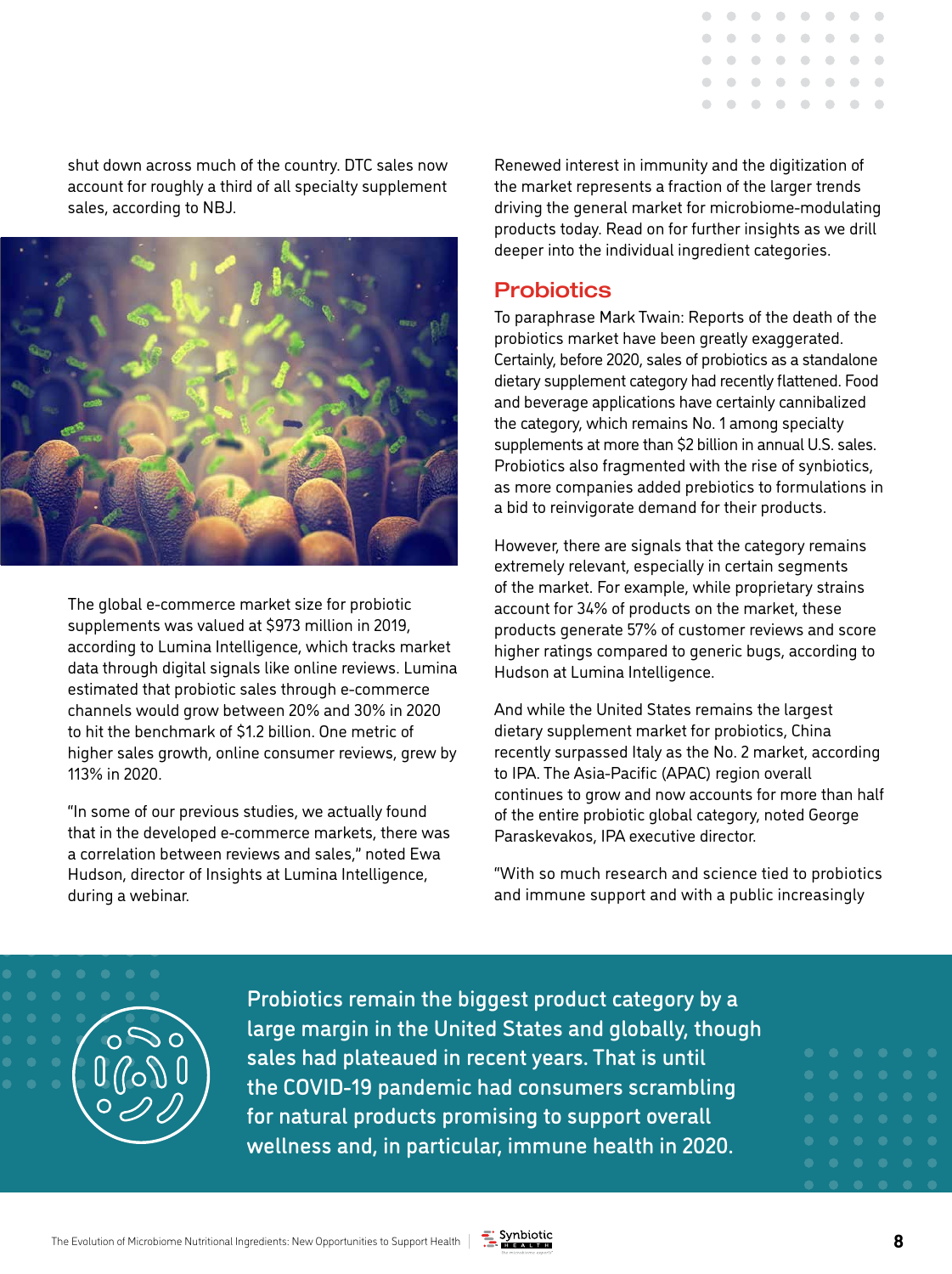shut down across much of the country. DTC sales now account for roughly a third of all specialty supplement sales, according to NBJ.

The global e-commerce market size for probiotic supplements was valued at $973 million in 2019, according to Lumina Intelligence, which tracks market data through digital signals like online reviews. Lumina estimated that probiotic sales through e-commerce channels would grow between 20% and 30% in 2020 to hit the benchmark of $1.2 billion. One metric of higher sales growth, online consumer reviews, grew by 113% in 2020.

"In some of our previous studies, we actually found that in the developed e-commerce markets, there was a correlation between reviews and sales," noted Ewa Hudson, director of Insights at Lumina Intelligence, during a webinar.

Renewed interest in immunity and the digitization of the market represents a fraction of the larger trends driving the general market for microbiome-modulating products today. Read on for further insights as we drill deeper into the individual ingredient categories.

## Probiotics

To paraphrase Mark Twain: Reports of the death of the probiotics market have been greatly exaggerated. Certainly, before 2020, sales of probiotics as a standalone dietary supplement category had recently flattened. Food and beverage applications have certainly cannibalized the category, which remains No. 1 among specialty supplements at more than $2 billion in annual U.S. sales. Probiotics also fragmented with the rise of synbiotics, as more companies added prebiotics to formulations in a bid to reinvigorate demand for their products.

However, there are signals that the category remains extremely relevant, especially in certain segments of the market. For example, while proprietary strains account for 34% of products on the market, these products generate 57% of customer reviews and score higher ratings compared to generic bugs, according to Hudson at Lumina Intelligence.

And while the United States remains the largest dietary supplement market for probiotics, China recently surpassed Italy as the No. 2 market, according to IPA. The Asia-Pacific (APAC) region overall continues to grow and now accounts for more than half of the entire probiotic global category, noted George Paraskevakos, IPA executive director.

"With so much research and science tied to probiotics and immune support and with a public increasingly

> Probiotics remain the biggest product category by a large margin in the United States and globally, though sales had plateaued in recent years. That is until the COVID-19 pandemic had consumers scrambling for natural products promising to support overall wellness and, in particular, immune health in 2020.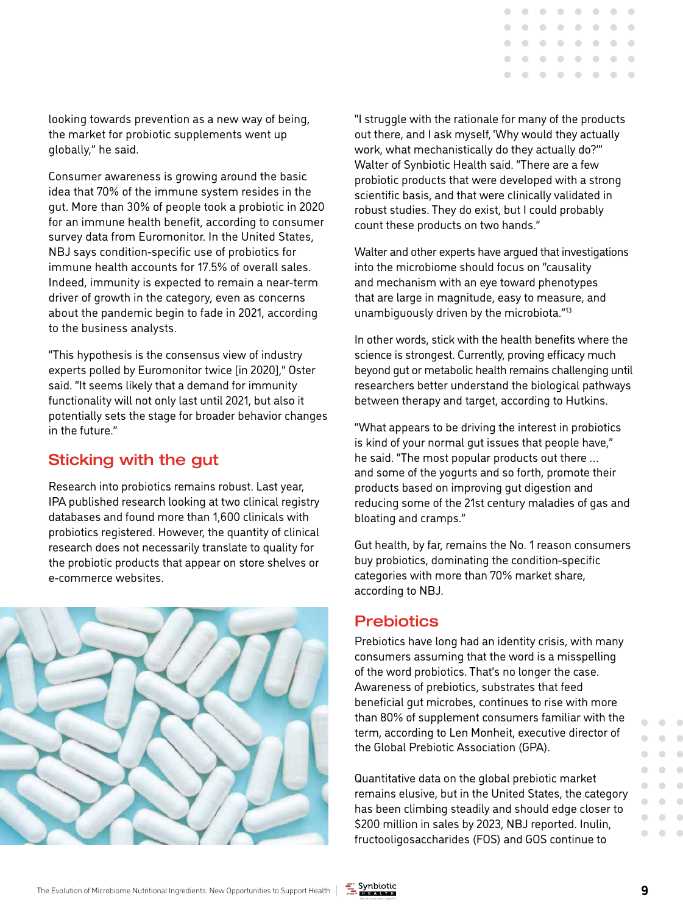looking towards prevention as a new way of being, the market for probiotic supplements went up globally," he said.

Consumer awareness is growing around the basic idea that 70% of the immune system resides in the gut. More than 30% of people took a probiotic in 2020 for an immune health benefit, according to consumer survey data from Euromonitor. In the United States, NBJ says condition-specific use of probiotics for immune health accounts for 17.5% of overall sales. Indeed, immunity is expected to remain a near-term driver of growth in the category, even as concerns about the pandemic begin to fade in 2021, according to the business analysts.

"This hypothesis is the consensus view of industry experts polled by Euromonitor twice [in 2020]," Oster said. "It seems likely that a demand for immunity functionality will not only last until 2021, but also it potentially sets the stage for broader behavior changes in the future."

## Sticking with the gut

Research into probiotics remains robust. Last year, IPA published research looking at two clinical registry databases and found more than 1,600 clinicals with probiotics registered. However, the quantity of clinical research does not necessarily translate to quality for the probiotic products that appear on store shelves or e-commerce websites.

"I struggle with the rationale for many of the products out there, and I ask myself, 'Why would they actually work, what mechanistically do they actually do?'" Walter of Synbiotic Health said. "There are a few probiotic products that were developed with a strong scientific basis, and that were clinically validated in robust studies. They do exist, but I could probably count these products on two hands."

Walter and other experts have argued that investigations into the microbiome should focus on "causality and mechanism with an eye toward phenotypes that are large in magnitude, easy to measure, and unambiguously driven by the microbiota."[13]

In other words, stick with the health benefits where the science is strongest. Currently, proving efficacy much beyond gut or metabolic health remains challenging until researchers better understand the biological pathways between therapy and target, according to Hutkins.

"What appears to be driving the interest in probiotics is kind of your normal gut issues that people have," he said. "The most popular products out there ... and some of the yogurts and so forth, promote their products based on improving gut digestion and reducing some of the 21st century maladies of gas and bloating and cramps."

Gut health, by far, remains the No. 1 reason consumers buy probiotics, dominating the condition-specific categories with more than 70% market share, according to NBJ.

## Prebiotics

Prebiotics have long had an identity crisis, with many consumers assuming that the word is a misspelling of the word probiotics. That's no longer the case. Awareness of prebiotics, substrates that feed beneficial gut microbes, continues to rise with more than 80% of supplement consumers familiar with the term, according to Len Monheit, executive director of the Global Prebiotic Association (GPA).

Quantitative data on the global prebiotic market remains elusive, but in the United States, the category has been climbing steadily and should edge closer to $200 million in sales by 2023, NBJ reported. Inulin, fructooligosaccharides (FOS) and GOS continue to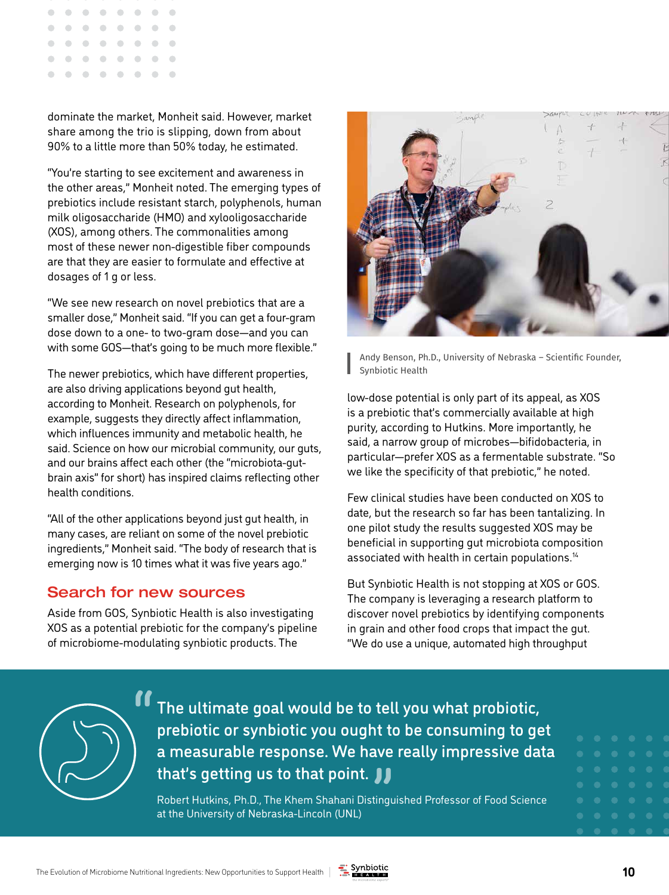dominate the market, Monheit said. However, market share among the trio is slipping, down from about 90% to a little more than 50% today, he estimated.

"You're starting to see excitement and awareness in the other areas," Monheit noted. The emerging types of prebiotics include resistant starch, polyphenols, human milk oligosaccharide (HMO) and xylooligosaccharide (XOS), among others. The commonalities among most of these newer non-digestible fiber compounds are that they are easier to formulate and effective at dosages of 1 g or less.

"We see new research on novel prebiotics that are a smaller dose," Monheit said. "If you can get a four-gram dose down to a one- to two-gram dose—and you can with some GOS—that's going to be much more flexible."

The newer prebiotics, which have different properties, are also driving applications beyond gut health, according to Monheit. Research on polyphenols, for example, suggests they directly affect inflammation, which influences immunity and metabolic health, he said. Science on how our microbial community, our guts, and our brains affect each other (the "microbiota-gut-brain axis" for short) has inspired claims reflecting other health conditions.

"All of the other applications beyond just gut health, in many cases, are reliant on some of the novel prebiotic ingredients," Monheit said. "The body of research that is emerging now is 10 times what it was five years ago."

## Search for new sources

Aside from GOS, Synbiotic Health is also investigating XOS as a potential prebiotic for the company's pipeline of microbiome-modulating synbiotic products. The low-dose potential is only part of its appeal, as XOS is a prebiotic that's commercially available at high purity, according to Hutkins. More importantly, he said, a narrow group of microbes—bifidobacteria, in particular—prefer XOS as a fermentable substrate. "So we like the specificity of that prebiotic," he noted.

Andy Benson, Ph.D., University of Nebraska – Scientific Founder, Synbiotic Health

Few clinical studies have been conducted on XOS to date, but the research so far has been tantalizing. In one pilot study the results suggested XOS may be beneficial in supporting gut microbiota composition associated with health in certain populations.[14]

But Synbiotic Health is not stopping at XOS or GOS. The company is leveraging a research platform to discover novel prebiotics by identifying components in grain and other food crops that impact the gut. "We do use a unique, automated high throughput

> "The ultimate goal would be to tell you what probiotic, prebiotic or synbiotic you ought to be consuming to get a measurable response. We have really impressive data that's getting us to that point."
>
> Robert Hutkins, Ph.D., The Khem Shahani Distinguished Professor of Food Science at the University of Nebraska-Lincoln (UNL)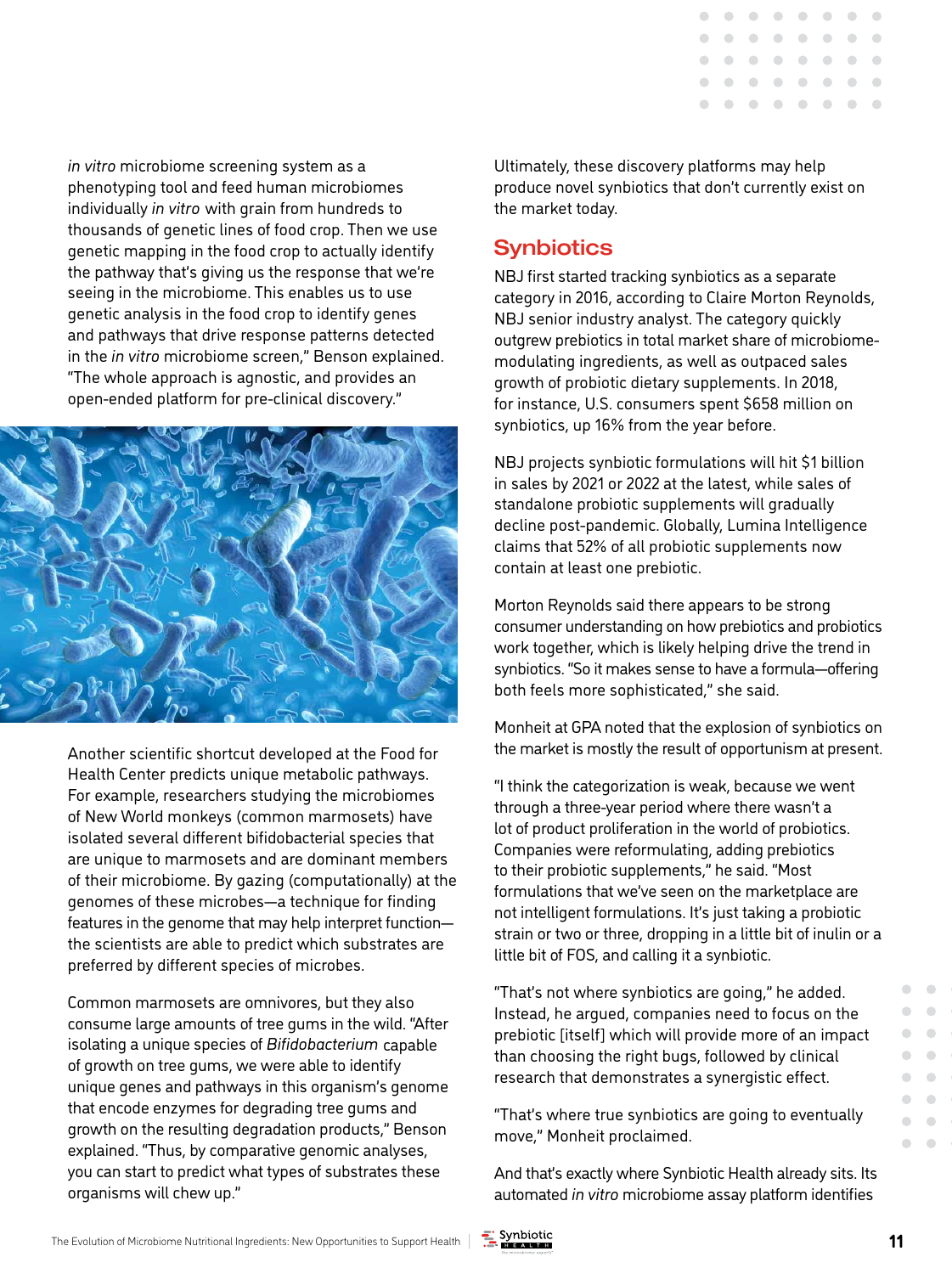*in vitro* microbiome screening system as a phenotyping tool and feed human microbiomes individually *in vitro* with grain from hundreds to thousands of genetic lines of food crop. Then we use genetic mapping in the food crop to actually identify the pathway that's giving us the response that we're seeing in the microbiome. This enables us to use genetic analysis in the food crop to identify genes and pathways that drive response patterns detected in the *in vitro* microbiome screen," Benson explained. "The whole approach is agnostic, and provides an open-ended platform for pre-clinical discovery."

Another scientific shortcut developed at the Food for Health Center predicts unique metabolic pathways. For example, researchers studying the microbiomes of New World monkeys (common marmosets) have isolated several different bifidobacterial species that are unique to marmosets and are dominant members of their microbiome. By gazing (computationally) at the genomes of these microbes—a technique for finding features in the genome that may help interpret function—the scientists are able to predict which substrates are preferred by different species of microbes.

Common marmosets are omnivores, but they also consume large amounts of tree gums in the wild. "After isolating a unique species of *Bifidobacterium* capable of growth on tree gums, we were able to identify unique genes and pathways in this organism's genome that encode enzymes for degrading tree gums and growth on the resulting degradation products," Benson explained. "Thus, by comparative genomic analyses, you can start to predict what types of substrates these organisms will chew up."

Ultimately, these discovery platforms may help produce novel synbiotics that don't currently exist on the market today.

## Synbiotics

NBJ first started tracking synbiotics as a separate category in 2016, according to Claire Morton Reynolds, NBJ senior industry analyst. The category quickly outgrew prebiotics in total market share of microbiome-modulating ingredients, as well as outpaced sales growth of probiotic dietary supplements. In 2018, for instance, U.S. consumers spent $658 million on synbiotics, up 16% from the year before.

NBJ projects synbiotic formulations will hit $1 billion in sales by 2021 or 2022 at the latest, while sales of standalone probiotic supplements will gradually decline post-pandemic. Globally, Lumina Intelligence claims that 52% of all probiotic supplements now contain at least one prebiotic.

Morton Reynolds said there appears to be strong consumer understanding on how prebiotics and probiotics work together, which is likely helping drive the trend in synbiotics. "So it makes sense to have a formula—offering both feels more sophisticated," she said.

Monheit at GPA noted that the explosion of synbiotics on the market is mostly the result of opportunism at present.

"I think the categorization is weak, because we went through a three-year period where there wasn't a lot of product proliferation in the world of probiotics. Companies were reformulating, adding prebiotics to their probiotic supplements," he said. "Most formulations that we've seen on the marketplace are not intelligent formulations. It's just taking a probiotic strain or two or three, dropping in a little bit of inulin or a little bit of FOS, and calling it a synbiotic.

"That's not where synbiotics are going," he added. Instead, he argued, companies need to focus on the prebiotic [itself] which will provide more of an impact than choosing the right bugs, followed by clinical research that demonstrates a synergistic effect.

"That's where true synbiotics are going to eventually move," Monheit proclaimed.

And that's exactly where Synbiotic Health already sits. Its automated *in vitro* microbiome assay platform identifies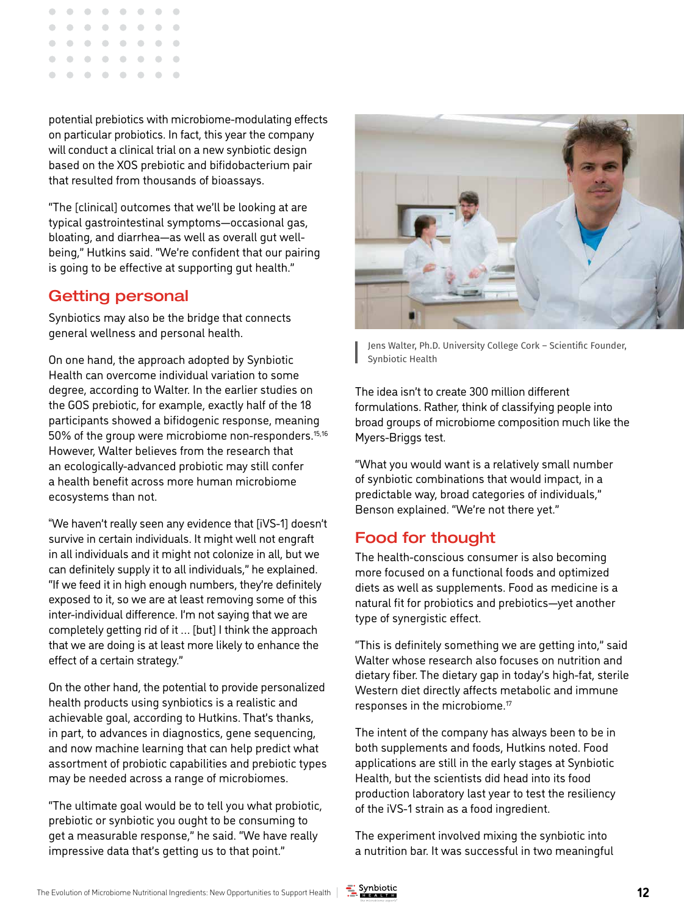potential prebiotics with microbiome-modulating effects on particular probiotics. In fact, this year the company will conduct a clinical trial on a new synbiotic design based on the XOS prebiotic and bifidobacterium pair that resulted from thousands of bioassays.

"The [clinical] outcomes that we'll be looking at are typical gastrointestinal symptoms—occasional gas, bloating, and diarrhea—as well as overall gut well-being," Hutkins said. "We're confident that our pairing is going to be effective at supporting gut health."

## Getting personal

Synbiotics may also be the bridge that connects general wellness and personal health.

On one hand, the approach adopted by Synbiotic Health can overcome individual variation to some degree, according to Walter. In the earlier studies on the GOS prebiotic, for example, exactly half of the 18 participants showed a bifidogenic response, meaning 50% of the group were microbiome non-responders.[15,16] However, Walter believes from the research that an ecologically-advanced probiotic may still confer a health benefit across more human microbiome ecosystems than not.

"We haven't really seen any evidence that [iVS-1] doesn't survive in certain individuals. It might well not engraft in all individuals and it might not colonize in all, but we can definitely supply it to all individuals," he explained. "If we feed it in high enough numbers, they're definitely exposed to it, so we are at least removing some of this inter-individual difference. I'm not saying that we are completely getting rid of it ... [but] I think the approach that we are doing is at least more likely to enhance the effect of a certain strategy."

On the other hand, the potential to provide personalized health products using synbiotics is a realistic and achievable goal, according to Hutkins. That's thanks, in part, to advances in diagnostics, gene sequencing, and now machine learning that can help predict what assortment of probiotic capabilities and prebiotic types may be needed across a range of microbiomes.

"The ultimate goal would be to tell you what probiotic, prebiotic or synbiotic you ought to be consuming to get a measurable response," he said. "We have really impressive data that's getting us to that point."

Jens Walter, Ph.D. University College Cork – Scientific Founder, Synbiotic Health

The idea isn't to create 300 million different formulations. Rather, think of classifying people into broad groups of microbiome composition much like the Myers-Briggs test.

"What you would want is a relatively small number of synbiotic combinations that would impact, in a predictable way, broad categories of individuals," Benson explained. "We're not there yet."

## Food for thought

The health-conscious consumer is also becoming more focused on a functional foods and optimized diets as well as supplements. Food as medicine is a natural fit for probiotics and prebiotics—yet another type of synergistic effect.

"This is definitely something we are getting into," said Walter whose research also focuses on nutrition and dietary fiber. The dietary gap in today's high-fat, sterile Western diet directly affects metabolic and immune responses in the microbiome.[17]

The intent of the company has always been to be in both supplements and foods, Hutkins noted. Food applications are still in the early stages at Synbiotic Health, but the scientists did head into its food production laboratory last year to test the resiliency of the iVS-1 strain as a food ingredient.

The experiment involved mixing the synbiotic into a nutrition bar. It was successful in two meaningful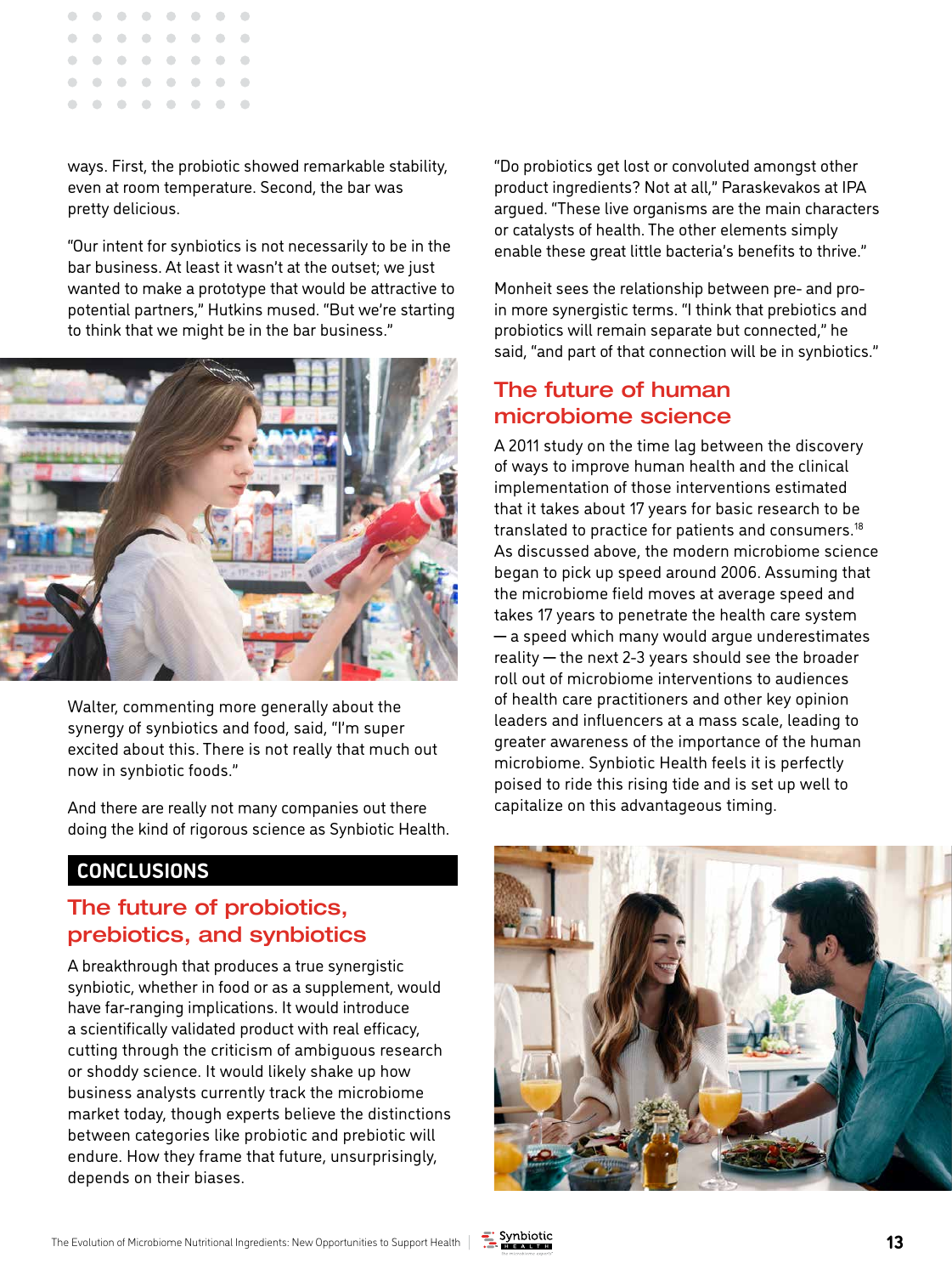ways. First, the probiotic showed remarkable stability, even at room temperature. Second, the bar was pretty delicious.

"Our intent for synbiotics is not necessarily to be in the bar business. At least it wasn't at the outset; we just wanted to make a prototype that would be attractive to potential partners," Hutkins mused. "But we're starting to think that we might be in the bar business."

Walter, commenting more generally about the synergy of synbiotics and food, said, "I'm super excited about this. There is not really that much out now in synbiotic foods."

And there are really not many companies out there doing the kind of rigorous science as Synbiotic Health.

## CONCLUSIONS

### The future of probiotics, prebiotics, and synbiotics

A breakthrough that produces a true synergistic synbiotic, whether in food or as a supplement, would have far-ranging implications. It would introduce a scientifically validated product with real efficacy, cutting through the criticism of ambiguous research or shoddy science. It would likely shake up how business analysts currently track the microbiome market today, though experts believe the distinctions between categories like probiotic and prebiotic will endure. How they frame that future, unsurprisingly, depends on their biases.

"Do probiotics get lost or convoluted amongst other product ingredients? Not at all," Paraskevakos at IPA argued. "These live organisms are the main characters or catalysts of health. The other elements simply enable these great little bacteria's benefits to thrive."

Monheit sees the relationship between pre- and pro- in more synergistic terms. "I think that prebiotics and probiotics will remain separate but connected," he said, "and part of that connection will be in synbiotics."

### The future of human microbiome science

A 2011 study on the time lag between the discovery of ways to improve human health and the clinical implementation of those interventions estimated that it takes about 17 years for basic research to be translated to practice for patients and consumers.[18] As discussed above, the modern microbiome science began to pick up speed around 2006. Assuming that the microbiome field moves at average speed and takes 17 years to penetrate the health care system — a speed which many would argue underestimates reality — the next 2-3 years should see the broader roll out of microbiome interventions to audiences of health care practitioners and other key opinion leaders and influencers at a mass scale, leading to greater awareness of the importance of the human microbiome. Synbiotic Health feels it is perfectly poised to ride this rising tide and is set up well to capitalize on this advantageous timing.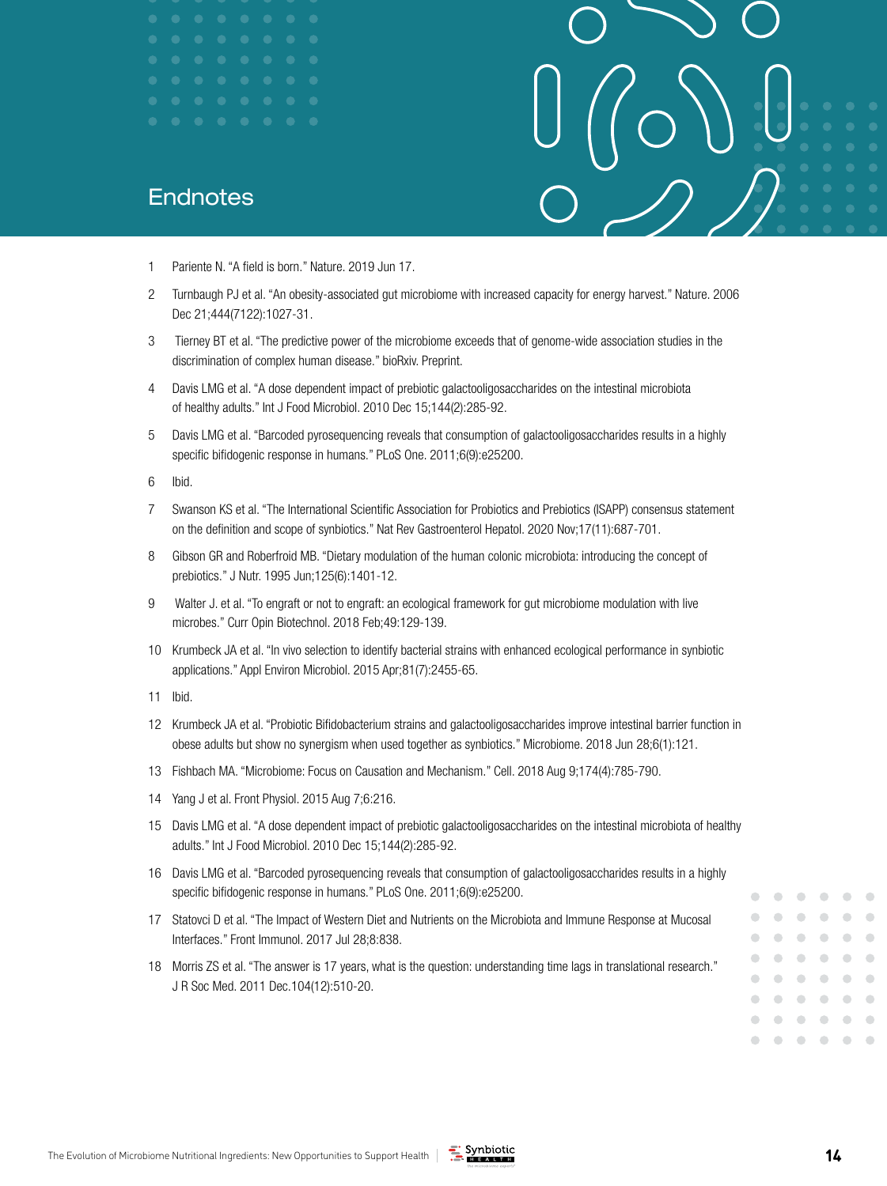## Endnotes

1. Pariente N. "A field is born." Nature. 2019 Jun 17.
2. Turnbaugh PJ et al. "An obesity-associated gut microbiome with increased capacity for energy harvest." Nature. 2006 Dec 21;444(7122):1027-31.
3. Tierney BT et al. "The predictive power of the microbiome exceeds that of genome-wide association studies in the discrimination of complex human disease." bioRxiv. Preprint.
4. Davis LMG et al. "A dose dependent impact of prebiotic galactooligosaccharides on the intestinal microbiota of healthy adults." Int J Food Microbiol. 2010 Dec 15;144(2):285-92.
5. Davis LMG et al. "Barcoded pyrosequencing reveals that consumption of galactooligosaccharides results in a highly specific bifidogenic response in humans." PLoS One. 2011;6(9):e25200.
6. Ibid.
7. Swanson KS et al. "The International Scientific Association for Probiotics and Prebiotics (ISAPP) consensus statement on the definition and scope of synbiotics." Nat Rev Gastroenterol Hepatol. 2020 Nov;17(11):687-701.
8. Gibson GR and Roberfroid MB. "Dietary modulation of the human colonic microbiota: introducing the concept of prebiotics." J Nutr. 1995 Jun;125(6):1401-12.
9. Walter J. et al. "To engraft or not to engraft: an ecological framework for gut microbiome modulation with live microbes." Curr Opin Biotechnol. 2018 Feb;49:129-139.
10. Krumbeck JA et al. "In vivo selection to identify bacterial strains with enhanced ecological performance in synbiotic applications." Appl Environ Microbiol. 2015 Apr;81(7):2455-65.
11. Ibid.
12. Krumbeck JA et al. "Probiotic Bifidobacterium strains and galactooligosaccharides improve intestinal barrier function in obese adults but show no synergism when used together as synbiotics." Microbiome. 2018 Jun 28;6(1):121.
13. Fishbach MA. "Microbiome: Focus on Causation and Mechanism." Cell. 2018 Aug 9;174(4):785-790.
14. Yang J et al. Front Physiol. 2015 Aug 7;6:216.
15. Davis LMG et al. "A dose dependent impact of prebiotic galactooligosaccharides on the intestinal microbiota of healthy adults." Int J Food Microbiol. 2010 Dec 15;144(2):285-92.
16. Davis LMG et al. "Barcoded pyrosequencing reveals that consumption of galactooligosaccharides results in a highly specific bifidogenic response in humans." PLoS One. 2011;6(9):e25200.
17. Statovci D et al. "The Impact of Western Diet and Nutrients on the Microbiota and Immune Response at Mucosal Interfaces." Front Immunol. 2017 Jul 28;8:838.
18. Morris ZS et al. "The answer is 17 years, what is the question: understanding time lags in translational research." J R Soc Med. 2011 Dec.104(12):510-20.